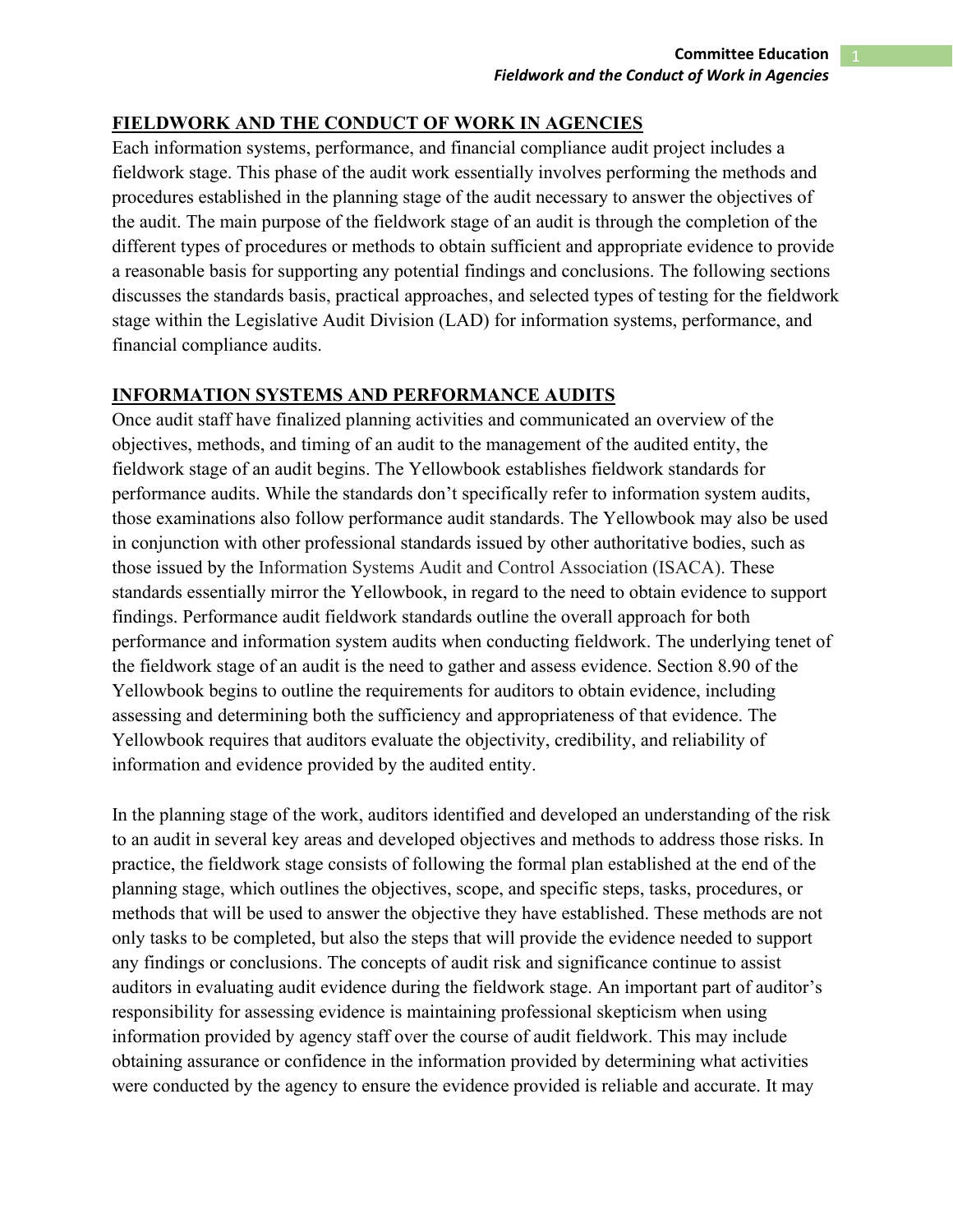## FIELDWORK AND THE CONDUCT OF WORK IN AGENCIES

Each information systems, performance, and financial compliance audit project includes a fieldwork stage. This phase of the audit work essentially involves performing the methods and procedures established in the planning stage of the audit necessary to answer the objectives of the audit. The main purpose of the fieldwork stage of an audit is through the completion of the different types of procedures or methods to obtain sufficient and appropriate evidence to provide a reasonable basis for supporting any potential findings and conclusions. The following sections discusses the standards basis, practical approaches, and selected types of testing for the fieldwork stage within the Legislative Audit Division (LAD) for information systems, performance, and financial compliance audits.

## INFORMATION SYSTEMS AND PERFORMANCE AUDITS

Once audit staff have finalized planning activities and communicated an overview of the objectives, methods, and timing of an audit to the management of the audited entity, the fieldwork stage of an audit begins. The Yellowbook establishes fieldwork standards for performance audits. While the standards don't specifically refer to information system audits, those examinations also follow performance audit standards. The Yellowbook may also be used in conjunction with other professional standards issued by other authoritative bodies, such as those issued by the Information Systems Audit and Control Association (ISACA). These standards essentially mirror the Yellowbook, in regard to the need to obtain evidence to support findings. Performance audit fieldwork standards outline the overall approach for both performance and information system audits when conducting fieldwork. The underlying tenet of the fieldwork stage of an audit is the need to gather and assess evidence. Section 8.90 of the Yellowbook begins to outline the requirements for auditors to obtain evidence, including assessing and determining both the sufficiency and appropriateness of that evidence. The Yellowbook requires that auditors evaluate the objectivity, credibility, and reliability of information and evidence provided by the audited entity.

In the planning stage of the work, auditors identified and developed an understanding of the risk to an audit in several key areas and developed objectives and methods to address those risks. In practice, the fieldwork stage consists of following the formal plan established at the end of the planning stage, which outlines the objectives, scope, and specific steps, tasks, procedures, or methods that will be used to answer the objective they have established. These methods are not only tasks to be completed, but also the steps that will provide the evidence needed to support any findings or conclusions. The concepts of audit risk and significance continue to assist auditors in evaluating audit evidence during the fieldwork stage. An important part of auditor's responsibility for assessing evidence is maintaining professional skepticism when using information provided by agency staff over the course of audit fieldwork. This may include obtaining assurance or confidence in the information provided by determining what activities were conducted by the agency to ensure the evidence provided is reliable and accurate. It may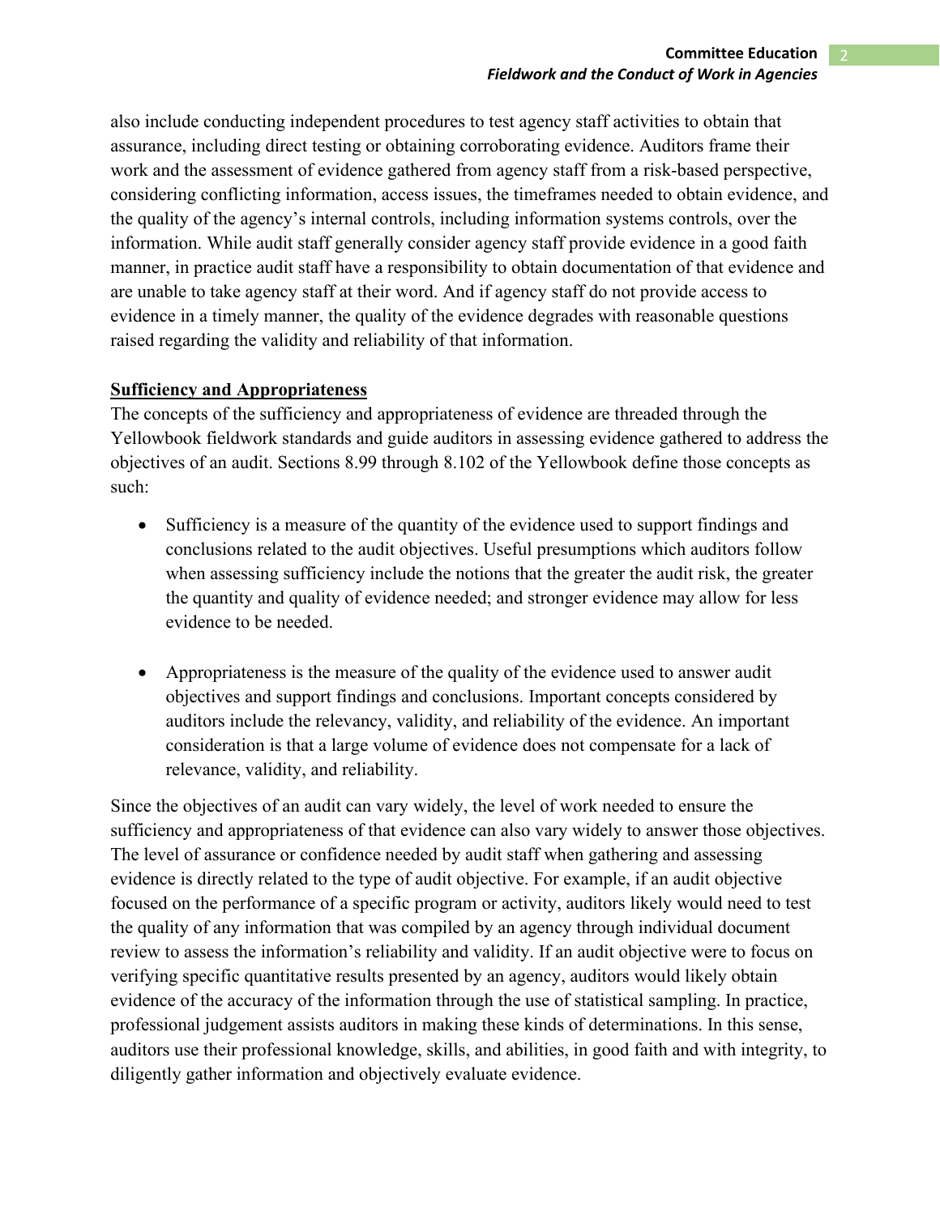also include conducting independent procedures to test agency staff activities to obtain that assurance, including direct testing or obtaining corroborating evidence. Auditors frame their work and the assessment of evidence gathered from agency staff from a risk-based perspective, considering conflicting information, access issues, the timeframes needed to obtain evidence, and the quality of the agency's internal controls, including information systems controls, over the information. While audit staff generally consider agency staff provide evidence in a good faith manner, in practice audit staff have a responsibility to obtain documentation of that evidence and are unable to take agency staff at their word. And if agency staff do not provide access to evidence in a timely manner, the quality of the evidence degrades with reasonable questions raised regarding the validity and reliability of that information.

**Sufficiency and Appropriateness**

The concepts of the sufficiency and appropriateness of evidence are threaded through the Yellowbook fieldwork standards and guide auditors in assessing evidence gathered to address the objectives of an audit. Sections 8.99 through 8.102 of the Yellowbook define those concepts as such:

- Sufficiency is a measure of the quantity of the evidence used to support findings and conclusions related to the audit objectives. Useful presumptions which auditors follow when assessing sufficiency include the notions that the greater the audit risk, the greater the quantity and quality of evidence needed; and stronger evidence may allow for less evidence to be needed.

- Appropriateness is the measure of the quality of the evidence used to answer audit objectives and support findings and conclusions. Important concepts considered by auditors include the relevancy, validity, and reliability of the evidence. An important consideration is that a large volume of evidence does not compensate for a lack of relevance, validity, and reliability.

Since the objectives of an audit can vary widely, the level of work needed to ensure the sufficiency and appropriateness of that evidence can also vary widely to answer those objectives. The level of assurance or confidence needed by audit staff when gathering and assessing evidence is directly related to the type of audit objective. For example, if an audit objective focused on the performance of a specific program or activity, auditors likely would need to test the quality of any information that was compiled by an agency through individual document review to assess the information's reliability and validity. If an audit objective were to focus on verifying specific quantitative results presented by an agency, auditors would likely obtain evidence of the accuracy of the information through the use of statistical sampling. In practice, professional judgement assists auditors in making these kinds of determinations. In this sense, auditors use their professional knowledge, skills, and abilities, in good faith and with integrity, to diligently gather information and objectively evaluate evidence.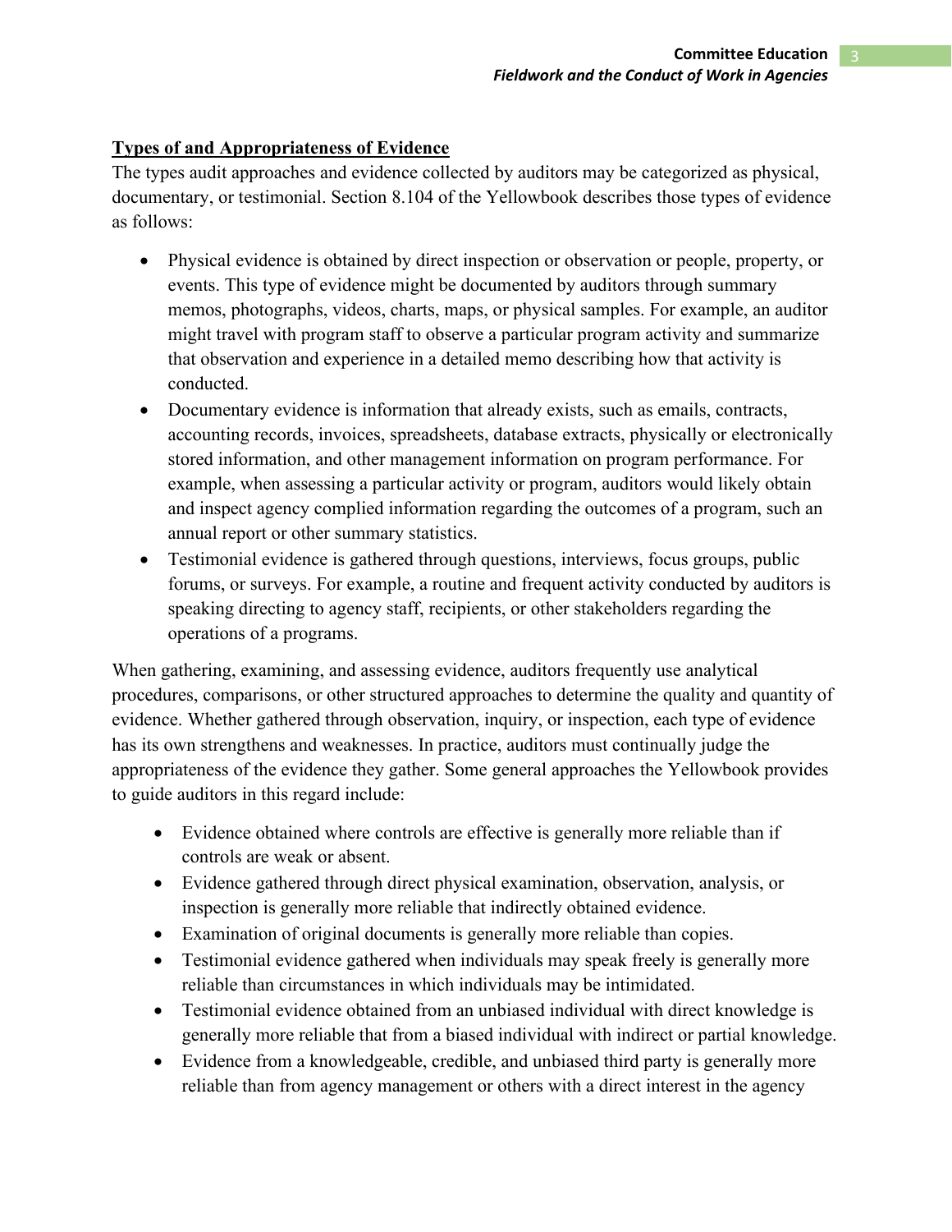**Types of and Appropriateness of Evidence**

The types audit approaches and evidence collected by auditors may be categorized as physical, documentary, or testimonial. Section 8.104 of the Yellowbook describes those types of evidence as follows:

- Physical evidence is obtained by direct inspection or observation or people, property, or events. This type of evidence might be documented by auditors through summary memos, photographs, videos, charts, maps, or physical samples. For example, an auditor might travel with program staff to observe a particular program activity and summarize that observation and experience in a detailed memo describing how that activity is conducted.
- Documentary evidence is information that already exists, such as emails, contracts, accounting records, invoices, spreadsheets, database extracts, physically or electronically stored information, and other management information on program performance. For example, when assessing a particular activity or program, auditors would likely obtain and inspect agency complied information regarding the outcomes of a program, such an annual report or other summary statistics.
- Testimonial evidence is gathered through questions, interviews, focus groups, public forums, or surveys. For example, a routine and frequent activity conducted by auditors is speaking directing to agency staff, recipients, or other stakeholders regarding the operations of a programs.

When gathering, examining, and assessing evidence, auditors frequently use analytical procedures, comparisons, or other structured approaches to determine the quality and quantity of evidence. Whether gathered through observation, inquiry, or inspection, each type of evidence has its own strengthens and weaknesses. In practice, auditors must continually judge the appropriateness of the evidence they gather. Some general approaches the Yellowbook provides to guide auditors in this regard include:

- Evidence obtained where controls are effective is generally more reliable than if controls are weak or absent.
- Evidence gathered through direct physical examination, observation, analysis, or inspection is generally more reliable that indirectly obtained evidence.
- Examination of original documents is generally more reliable than copies.
- Testimonial evidence gathered when individuals may speak freely is generally more reliable than circumstances in which individuals may be intimidated.
- Testimonial evidence obtained from an unbiased individual with direct knowledge is generally more reliable that from a biased individual with indirect or partial knowledge.
- Evidence from a knowledgeable, credible, and unbiased third party is generally more reliable than from agency management or others with a direct interest in the agency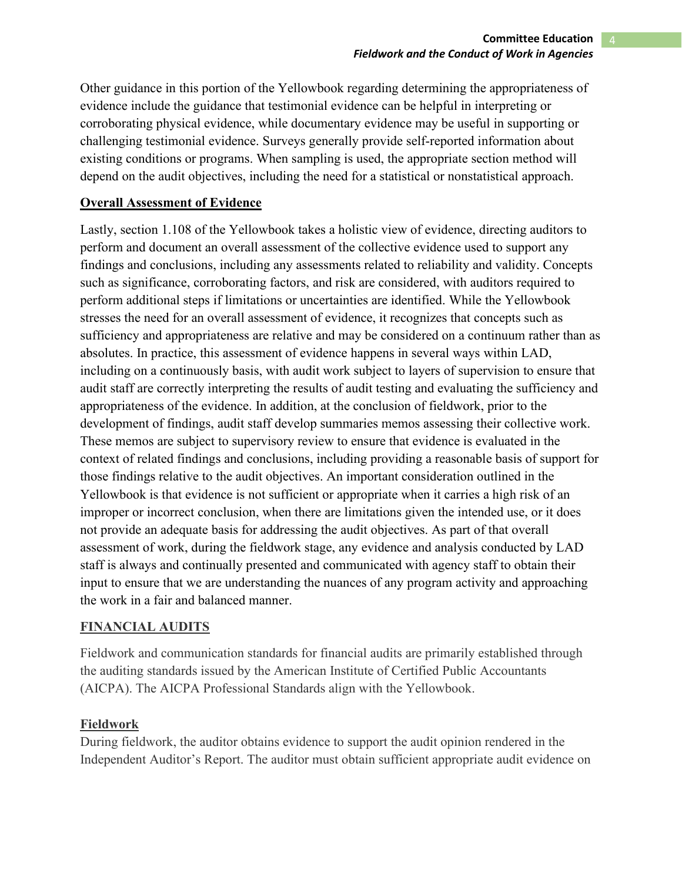Other guidance in this portion of the Yellowbook regarding determining the appropriateness of evidence include the guidance that testimonial evidence can be helpful in interpreting or corroborating physical evidence, while documentary evidence may be useful in supporting or challenging testimonial evidence. Surveys generally provide self-reported information about existing conditions or programs. When sampling is used, the appropriate section method will depend on the audit objectives, including the need for a statistical or nonstatistical approach.

### Overall Assessment of Evidence

Lastly, section 1.108 of the Yellowbook takes a holistic view of evidence, directing auditors to perform and document an overall assessment of the collective evidence used to support any findings and conclusions, including any assessments related to reliability and validity. Concepts such as significance, corroborating factors, and risk are considered, with auditors required to perform additional steps if limitations or uncertainties are identified. While the Yellowbook stresses the need for an overall assessment of evidence, it recognizes that concepts such as sufficiency and appropriateness are relative and may be considered on a continuum rather than as absolutes. In practice, this assessment of evidence happens in several ways within LAD, including on a continuously basis, with audit work subject to layers of supervision to ensure that audit staff are correctly interpreting the results of audit testing and evaluating the sufficiency and appropriateness of the evidence. In addition, at the conclusion of fieldwork, prior to the development of findings, audit staff develop summaries memos assessing their collective work. These memos are subject to supervisory review to ensure that evidence is evaluated in the context of related findings and conclusions, including providing a reasonable basis of support for those findings relative to the audit objectives. An important consideration outlined in the Yellowbook is that evidence is not sufficient or appropriate when it carries a high risk of an improper or incorrect conclusion, when there are limitations given the intended use, or it does not provide an adequate basis for addressing the audit objectives. As part of that overall assessment of work, during the fieldwork stage, any evidence and analysis conducted by LAD staff is always and continually presented and communicated with agency staff to obtain their input to ensure that we are understanding the nuances of any program activity and approaching the work in a fair and balanced manner.

## FINANCIAL AUDITS

Fieldwork and communication standards for financial audits are primarily established through the auditing standards issued by the American Institute of Certified Public Accountants (AICPA). The AICPA Professional Standards align with the Yellowbook.

### Fieldwork

During fieldwork, the auditor obtains evidence to support the audit opinion rendered in the Independent Auditor's Report. The auditor must obtain sufficient appropriate audit evidence on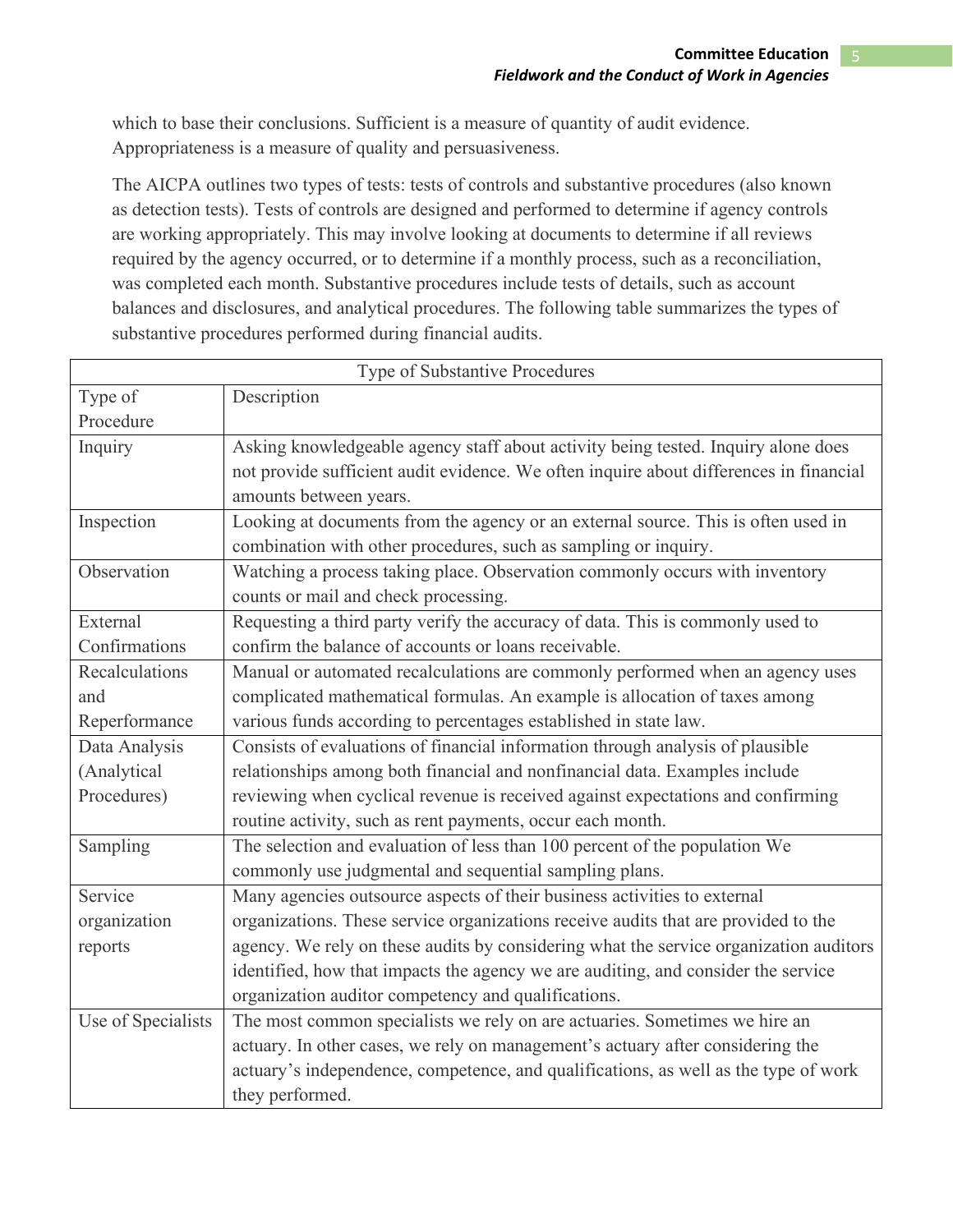which to base their conclusions. Sufficient is a measure of quantity of audit evidence. Appropriateness is a measure of quality and persuasiveness.

The AICPA outlines two types of tests: tests of controls and substantive procedures (also known as detection tests). Tests of controls are designed and performed to determine if agency controls are working appropriately. This may involve looking at documents to determine if all reviews required by the agency occurred, or to determine if a monthly process, such as a reconciliation, was completed each month. Substantive procedures include tests of details, such as account balances and disclosures, and analytical procedures. The following table summarizes the types of substantive procedures performed during financial audits.

| Type of Substantive Procedures | |
|---|---|
| Type of Procedure | Description |
| Inquiry | Asking knowledgeable agency staff about activity being tested. Inquiry alone does not provide sufficient audit evidence. We often inquire about differences in financial amounts between years. |
| Inspection | Looking at documents from the agency or an external source. This is often used in combination with other procedures, such as sampling or inquiry. |
| Observation | Watching a process taking place. Observation commonly occurs with inventory counts or mail and check processing. |
| External Confirmations | Requesting a third party verify the accuracy of data. This is commonly used to confirm the balance of accounts or loans receivable. |
| Recalculations and Reperformance | Manual or automated recalculations are commonly performed when an agency uses complicated mathematical formulas. An example is allocation of taxes among various funds according to percentages established in state law. |
| Data Analysis (Analytical Procedures) | Consists of evaluations of financial information through analysis of plausible relationships among both financial and nonfinancial data. Examples include reviewing when cyclical revenue is received against expectations and confirming routine activity, such as rent payments, occur each month. |
| Sampling | The selection and evaluation of less than 100 percent of the population We commonly use judgmental and sequential sampling plans. |
| Service organization reports | Many agencies outsource aspects of their business activities to external organizations. These service organizations receive audits that are provided to the agency. We rely on these audits by considering what the service organization auditors identified, how that impacts the agency we are auditing, and consider the service organization auditor competency and qualifications. |
| Use of Specialists | The most common specialists we rely on are actuaries. Sometimes we hire an actuary. In other cases, we rely on management's actuary after considering the actuary's independence, competence, and qualifications, as well as the type of work they performed. |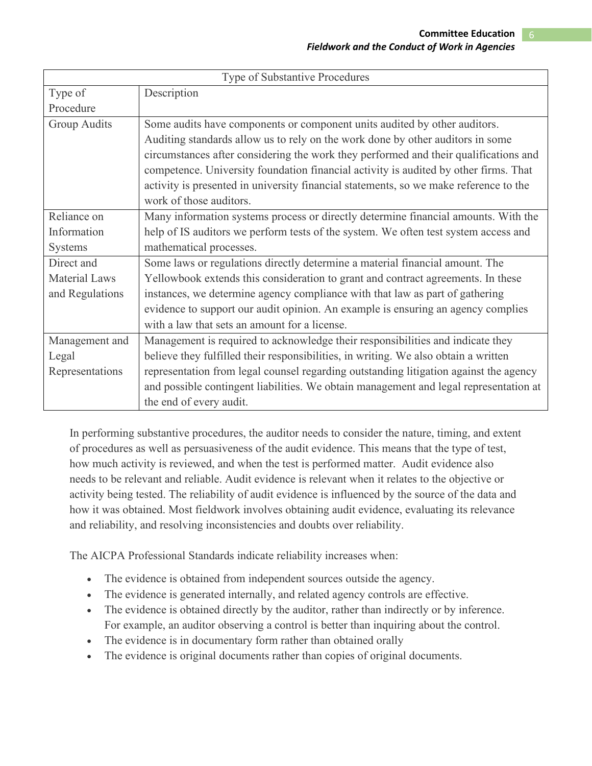| Type of Substantive Procedures | |
|---|---|
| Type of Procedure | Description |
| Group Audits | Some audits have components or component units audited by other auditors. Auditing standards allow us to rely on the work done by other auditors in some circumstances after considering the work they performed and their qualifications and competence. University foundation financial activity is audited by other firms. That activity is presented in university financial statements, so we make reference to the work of those auditors. |
| Reliance on Information Systems | Many information systems process or directly determine financial amounts. With the help of IS auditors we perform tests of the system. We often test system access and mathematical processes. |
| Direct and Material Laws and Regulations | Some laws or regulations directly determine a material financial amount. The Yellowbook extends this consideration to grant and contract agreements. In these instances, we determine agency compliance with that law as part of gathering evidence to support our audit opinion. An example is ensuring an agency complies with a law that sets an amount for a license. |
| Management and Legal Representations | Management is required to acknowledge their responsibilities and indicate they believe they fulfilled their responsibilities, in writing. We also obtain a written representation from legal counsel regarding outstanding litigation against the agency and possible contingent liabilities. We obtain management and legal representation at the end of every audit. |

In performing substantive procedures, the auditor needs to consider the nature, timing, and extent of procedures as well as persuasiveness of the audit evidence. This means that the type of test, how much activity is reviewed, and when the test is performed matter. Audit evidence also needs to be relevant and reliable. Audit evidence is relevant when it relates to the objective or activity being tested. The reliability of audit evidence is influenced by the source of the data and how it was obtained. Most fieldwork involves obtaining audit evidence, evaluating its relevance and reliability, and resolving inconsistencies and doubts over reliability.

The AICPA Professional Standards indicate reliability increases when:

- The evidence is obtained from independent sources outside the agency.
- The evidence is generated internally, and related agency controls are effective.
- The evidence is obtained directly by the auditor, rather than indirectly or by inference. For example, an auditor observing a control is better than inquiring about the control.
- The evidence is in documentary form rather than obtained orally
- The evidence is original documents rather than copies of original documents.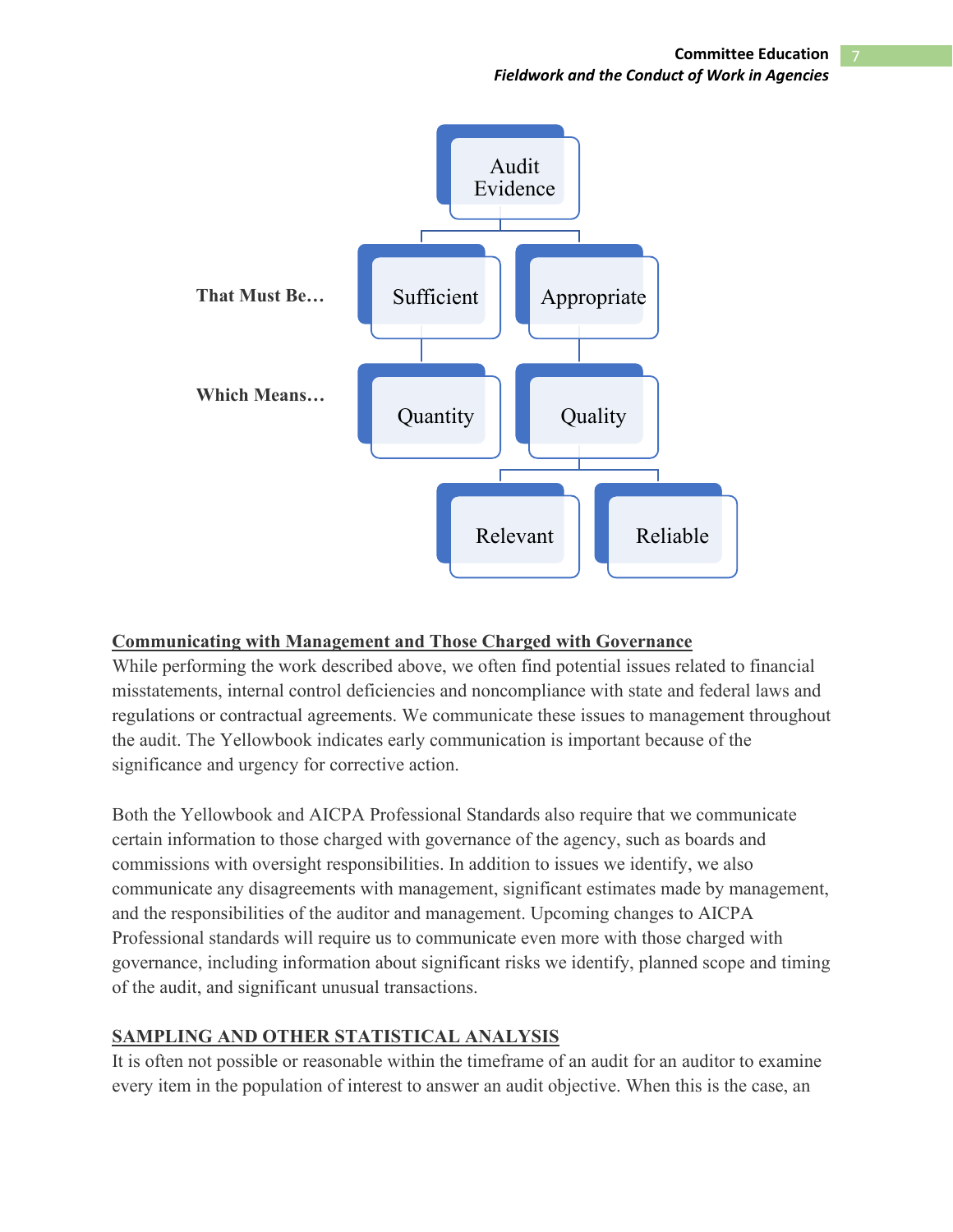Audit Evidence

That Must Be… Sufficient | Appropriate

Which Means… Quantity | Quality

Relevant | Reliable

**Communicating with Management and Those Charged with Governance**

While performing the work described above, we often find potential issues related to financial misstatements, internal control deficiencies and noncompliance with state and federal laws and regulations or contractual agreements. We communicate these issues to management throughout the audit. The Yellowbook indicates early communication is important because of the significance and urgency for corrective action.

Both the Yellowbook and AICPA Professional Standards also require that we communicate certain information to those charged with governance of the agency, such as boards and commissions with oversight responsibilities. In addition to issues we identify, we also communicate any disagreements with management, significant estimates made by management, and the responsibilities of the auditor and management. Upcoming changes to AICPA Professional standards will require us to communicate even more with those charged with governance, including information about significant risks we identify, planned scope and timing of the audit, and significant unusual transactions.

**SAMPLING AND OTHER STATISTICAL ANALYSIS**

It is often not possible or reasonable within the timeframe of an audit for an auditor to examine every item in the population of interest to answer an audit objective. When this is the case, an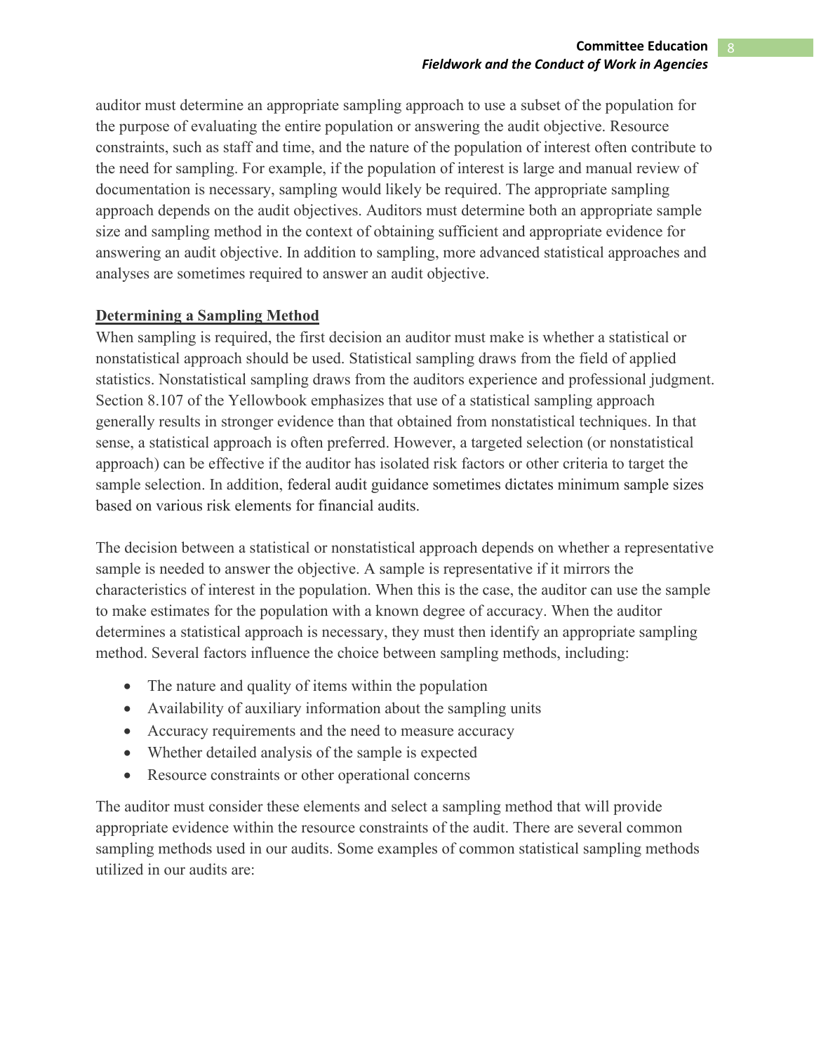auditor must determine an appropriate sampling approach to use a subset of the population for the purpose of evaluating the entire population or answering the audit objective. Resource constraints, such as staff and time, and the nature of the population of interest often contribute to the need for sampling. For example, if the population of interest is large and manual review of documentation is necessary, sampling would likely be required. The appropriate sampling approach depends on the audit objectives. Auditors must determine both an appropriate sample size and sampling method in the context of obtaining sufficient and appropriate evidence for answering an audit objective. In addition to sampling, more advanced statistical approaches and analyses are sometimes required to answer an audit objective.

**<u>Determining a Sampling Method</u>**

When sampling is required, the first decision an auditor must make is whether a statistical or nonstatistical approach should be used. Statistical sampling draws from the field of applied statistics. Nonstatistical sampling draws from the auditors experience and professional judgment. Section 8.107 of the Yellowbook emphasizes that use of a statistical sampling approach generally results in stronger evidence than that obtained from nonstatistical techniques. In that sense, a statistical approach is often preferred. However, a targeted selection (or nonstatistical approach) can be effective if the auditor has isolated risk factors or other criteria to target the sample selection. In addition, federal audit guidance sometimes dictates minimum sample sizes based on various risk elements for financial audits.

The decision between a statistical or nonstatistical approach depends on whether a representative sample is needed to answer the objective. A sample is representative if it mirrors the characteristics of interest in the population. When this is the case, the auditor can use the sample to make estimates for the population with a known degree of accuracy. When the auditor determines a statistical approach is necessary, they must then identify an appropriate sampling method. Several factors influence the choice between sampling methods, including:

- The nature and quality of items within the population
- Availability of auxiliary information about the sampling units
- Accuracy requirements and the need to measure accuracy
- Whether detailed analysis of the sample is expected
- Resource constraints or other operational concerns

The auditor must consider these elements and select a sampling method that will provide appropriate evidence within the resource constraints of the audit. There are several common sampling methods used in our audits. Some examples of common statistical sampling methods utilized in our audits are: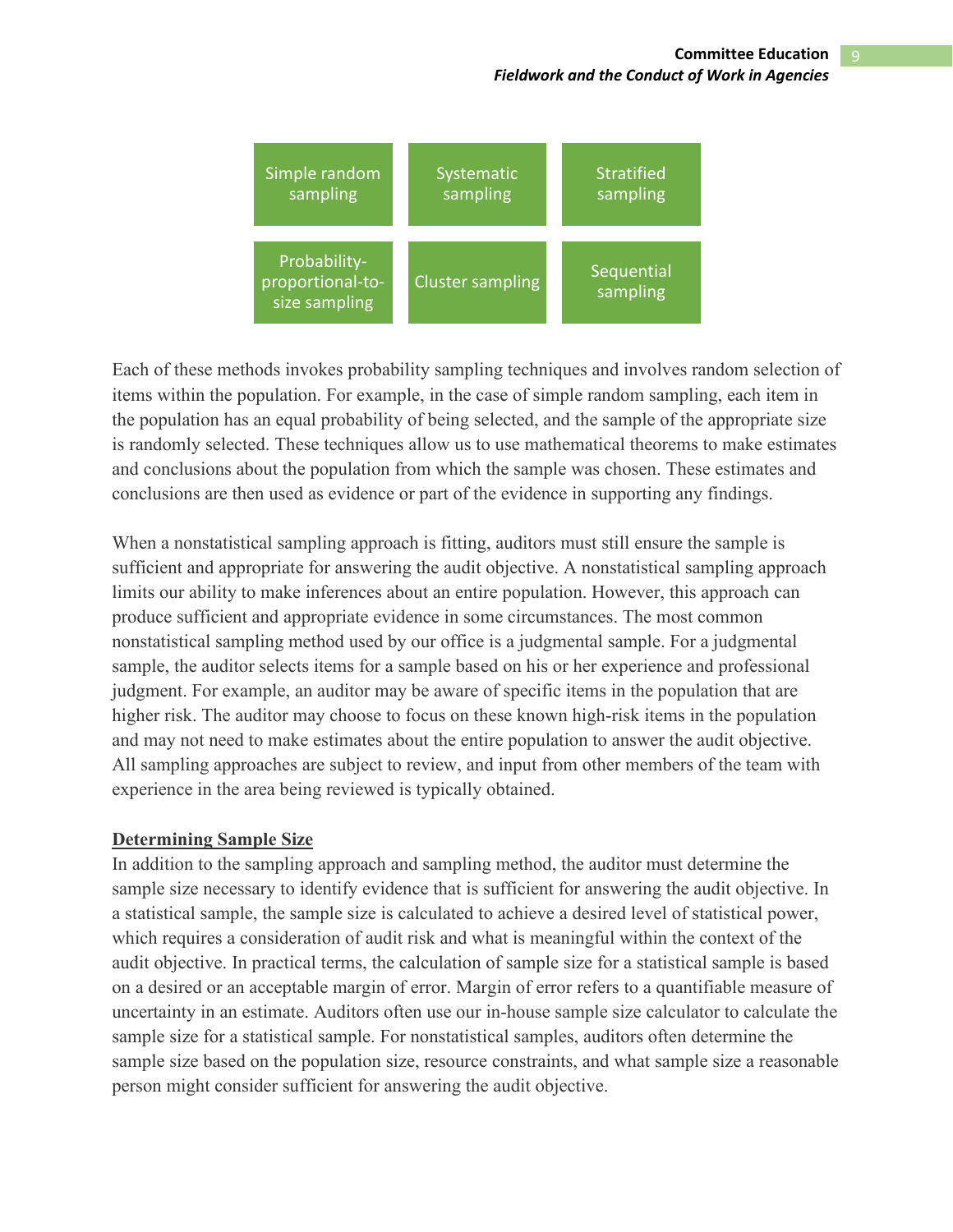| | | |
|---|---|---|
| Simple random sampling | Systematic sampling | Stratified sampling |
| Probability-proportional-to-size sampling | Cluster sampling | Sequential sampling |

Each of these methods invokes probability sampling techniques and involves random selection of items within the population. For example, in the case of simple random sampling, each item in the population has an equal probability of being selected, and the sample of the appropriate size is randomly selected. These techniques allow us to use mathematical theorems to make estimates and conclusions about the population from which the sample was chosen. These estimates and conclusions are then used as evidence or part of the evidence in supporting any findings.

When a nonstatistical sampling approach is fitting, auditors must still ensure the sample is sufficient and appropriate for answering the audit objective. A nonstatistical sampling approach limits our ability to make inferences about an entire population. However, this approach can produce sufficient and appropriate evidence in some circumstances. The most common nonstatistical sampling method used by our office is a judgmental sample. For a judgmental sample, the auditor selects items for a sample based on his or her experience and professional judgment. For example, an auditor may be aware of specific items in the population that are higher risk. The auditor may choose to focus on these known high-risk items in the population and may not need to make estimates about the entire population to answer the audit objective. All sampling approaches are subject to review, and input from other members of the team with experience in the area being reviewed is typically obtained.

**Determining Sample Size**

In addition to the sampling approach and sampling method, the auditor must determine the sample size necessary to identify evidence that is sufficient for answering the audit objective. In a statistical sample, the sample size is calculated to achieve a desired level of statistical power, which requires a consideration of audit risk and what is meaningful within the context of the audit objective. In practical terms, the calculation of sample size for a statistical sample is based on a desired or an acceptable margin of error. Margin of error refers to a quantifiable measure of uncertainty in an estimate. Auditors often use our in-house sample size calculator to calculate the sample size for a statistical sample. For nonstatistical samples, auditors often determine the sample size based on the population size, resource constraints, and what sample size a reasonable person might consider sufficient for answering the audit objective.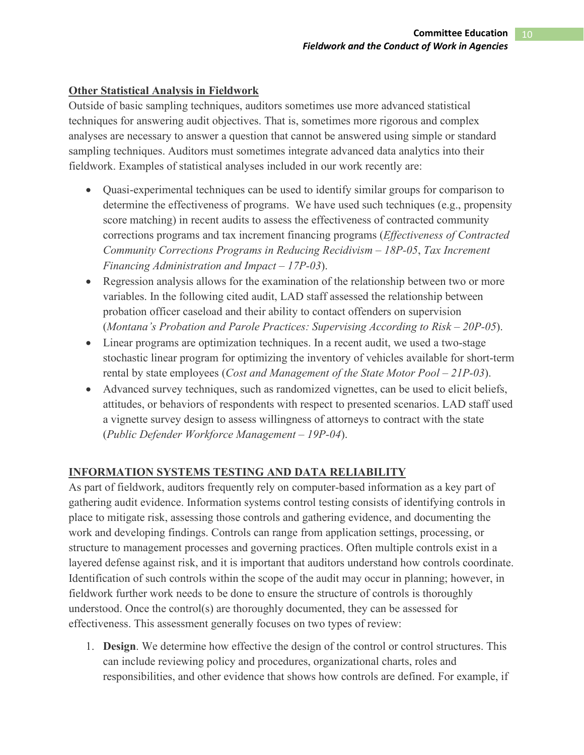**Other Statistical Analysis in Fieldwork**

Outside of basic sampling techniques, auditors sometimes use more advanced statistical techniques for answering audit objectives. That is, sometimes more rigorous and complex analyses are necessary to answer a question that cannot be answered using simple or standard sampling techniques. Auditors must sometimes integrate advanced data analytics into their fieldwork. Examples of statistical analyses included in our work recently are:

- Quasi-experimental techniques can be used to identify similar groups for comparison to determine the effectiveness of programs. We have used such techniques (e.g., propensity score matching) in recent audits to assess the effectiveness of contracted community corrections programs and tax increment financing programs (*Effectiveness of Contracted Community Corrections Programs in Reducing Recidivism – 18P-05*, *Tax Increment Financing Administration and Impact – 17P-03*).
- Regression analysis allows for the examination of the relationship between two or more variables. In the following cited audit, LAD staff assessed the relationship between probation officer caseload and their ability to contact offenders on supervision (*Montana's Probation and Parole Practices: Supervising According to Risk – 20P-05*).
- Linear programs are optimization techniques. In a recent audit, we used a two-stage stochastic linear program for optimizing the inventory of vehicles available for short-term rental by state employees (*Cost and Management of the State Motor Pool – 21P-03*).
- Advanced survey techniques, such as randomized vignettes, can be used to elicit beliefs, attitudes, or behaviors of respondents with respect to presented scenarios. LAD staff used a vignette survey design to assess willingness of attorneys to contract with the state (*Public Defender Workforce Management – 19P-04*).

## INFORMATION SYSTEMS TESTING AND DATA RELIABILITY

As part of fieldwork, auditors frequently rely on computer-based information as a key part of gathering audit evidence. Information systems control testing consists of identifying controls in place to mitigate risk, assessing those controls and gathering evidence, and documenting the work and developing findings. Controls can range from application settings, processing, or structure to management processes and governing practices. Often multiple controls exist in a layered defense against risk, and it is important that auditors understand how controls coordinate. Identification of such controls within the scope of the audit may occur in planning; however, in fieldwork further work needs to be done to ensure the structure of controls is thoroughly understood. Once the control(s) are thoroughly documented, they can be assessed for effectiveness. This assessment generally focuses on two types of review:

1. **Design**. We determine how effective the design of the control or control structures. This can include reviewing policy and procedures, organizational charts, roles and responsibilities, and other evidence that shows how controls are defined. For example, if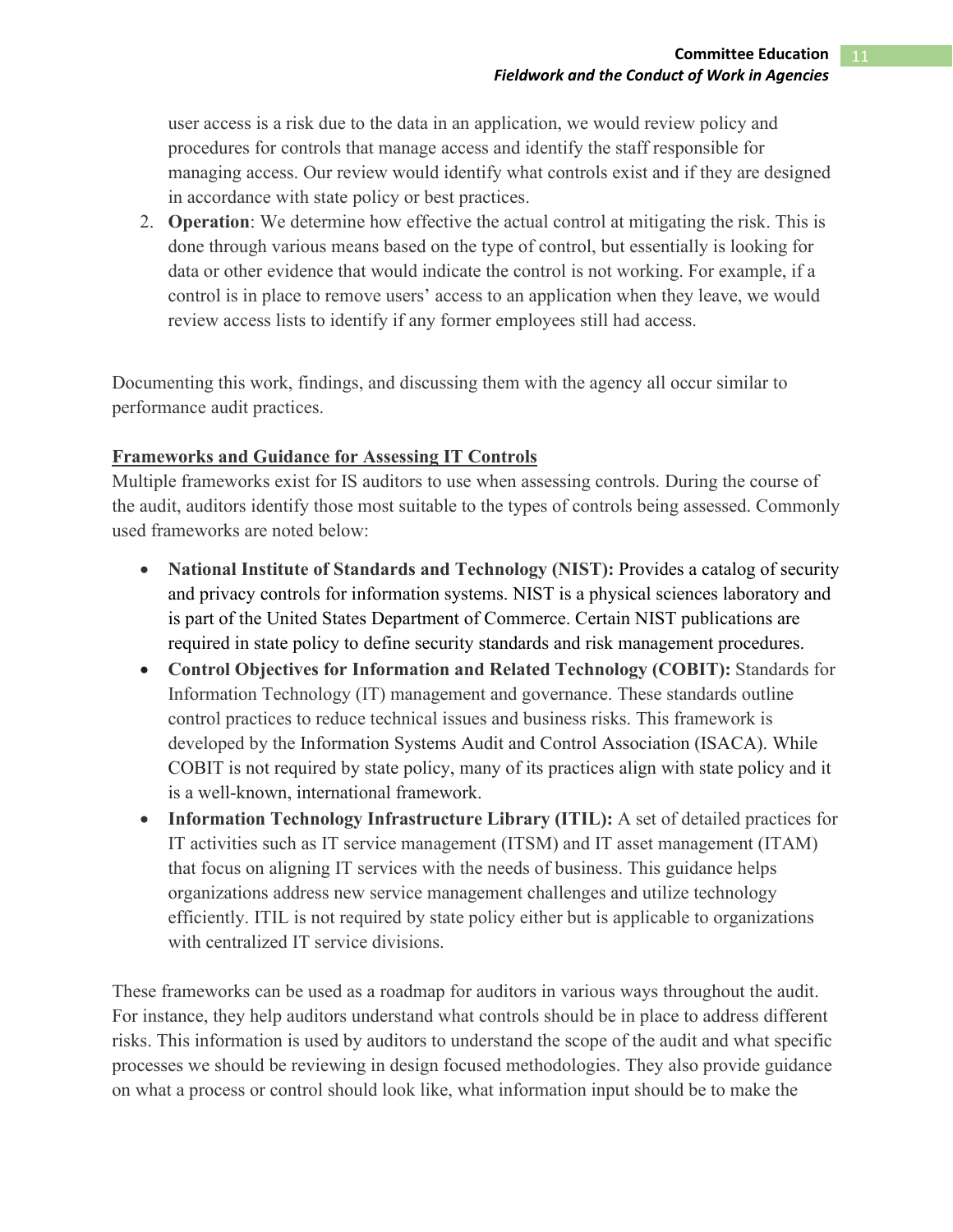user access is a risk due to the data in an application, we would review policy and procedures for controls that manage access and identify the staff responsible for managing access. Our review would identify what controls exist and if they are designed in accordance with state policy or best practices.

2. **Operation**: We determine how effective the actual control at mitigating the risk. This is done through various means based on the type of control, but essentially is looking for data or other evidence that would indicate the control is not working. For example, if a control is in place to remove users' access to an application when they leave, we would review access lists to identify if any former employees still had access.

Documenting this work, findings, and discussing them with the agency all occur similar to performance audit practices.

**<u>Frameworks and Guidance for Assessing IT Controls</u>**

Multiple frameworks exist for IS auditors to use when assessing controls. During the course of the audit, auditors identify those most suitable to the types of controls being assessed. Commonly used frameworks are noted below:

- **National Institute of Standards and Technology (NIST):** Provides a catalog of security and privacy controls for information systems. NIST is a physical sciences laboratory and is part of the United States Department of Commerce. Certain NIST publications are required in state policy to define security standards and risk management procedures.
- **Control Objectives for Information and Related Technology (COBIT):** Standards for Information Technology (IT) management and governance. These standards outline control practices to reduce technical issues and business risks. This framework is developed by the Information Systems Audit and Control Association (ISACA). While COBIT is not required by state policy, many of its practices align with state policy and it is a well-known, international framework.
- **Information Technology Infrastructure Library (ITIL):** A set of detailed practices for IT activities such as IT service management (ITSM) and IT asset management (ITAM) that focus on aligning IT services with the needs of business. This guidance helps organizations address new service management challenges and utilize technology efficiently. ITIL is not required by state policy either but is applicable to organizations with centralized IT service divisions.

These frameworks can be used as a roadmap for auditors in various ways throughout the audit. For instance, they help auditors understand what controls should be in place to address different risks. This information is used by auditors to understand the scope of the audit and what specific processes we should be reviewing in design focused methodologies. They also provide guidance on what a process or control should look like, what information input should be to make the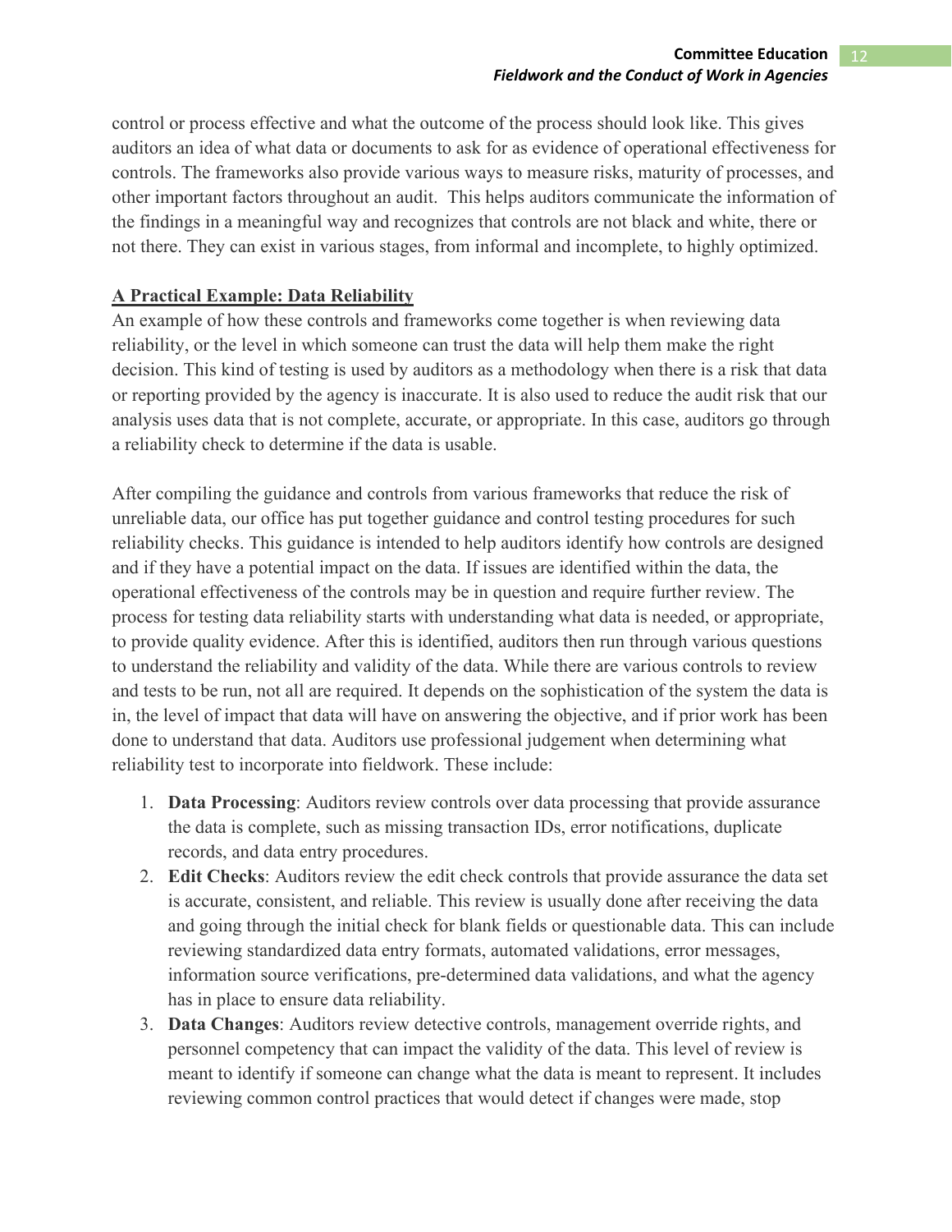control or process effective and what the outcome of the process should look like. This gives auditors an idea of what data or documents to ask for as evidence of operational effectiveness for controls. The frameworks also provide various ways to measure risks, maturity of processes, and other important factors throughout an audit. This helps auditors communicate the information of the findings in a meaningful way and recognizes that controls are not black and white, there or not there. They can exist in various stages, from informal and incomplete, to highly optimized.

**A Practical Example: Data Reliability**

An example of how these controls and frameworks come together is when reviewing data reliability, or the level in which someone can trust the data will help them make the right decision. This kind of testing is used by auditors as a methodology when there is a risk that data or reporting provided by the agency is inaccurate. It is also used to reduce the audit risk that our analysis uses data that is not complete, accurate, or appropriate. In this case, auditors go through a reliability check to determine if the data is usable.

After compiling the guidance and controls from various frameworks that reduce the risk of unreliable data, our office has put together guidance and control testing procedures for such reliability checks. This guidance is intended to help auditors identify how controls are designed and if they have a potential impact on the data. If issues are identified within the data, the operational effectiveness of the controls may be in question and require further review. The process for testing data reliability starts with understanding what data is needed, or appropriate, to provide quality evidence. After this is identified, auditors then run through various questions to understand the reliability and validity of the data. While there are various controls to review and tests to be run, not all are required. It depends on the sophistication of the system the data is in, the level of impact that data will have on answering the objective, and if prior work has been done to understand that data. Auditors use professional judgement when determining what reliability test to incorporate into fieldwork. These include:

1. **Data Processing**: Auditors review controls over data processing that provide assurance the data is complete, such as missing transaction IDs, error notifications, duplicate records, and data entry procedures.
2. **Edit Checks**: Auditors review the edit check controls that provide assurance the data set is accurate, consistent, and reliable. This review is usually done after receiving the data and going through the initial check for blank fields or questionable data. This can include reviewing standardized data entry formats, automated validations, error messages, information source verifications, pre-determined data validations, and what the agency has in place to ensure data reliability.
3. **Data Changes**: Auditors review detective controls, management override rights, and personnel competency that can impact the validity of the data. This level of review is meant to identify if someone can change what the data is meant to represent. It includes reviewing common control practices that would detect if changes were made, stop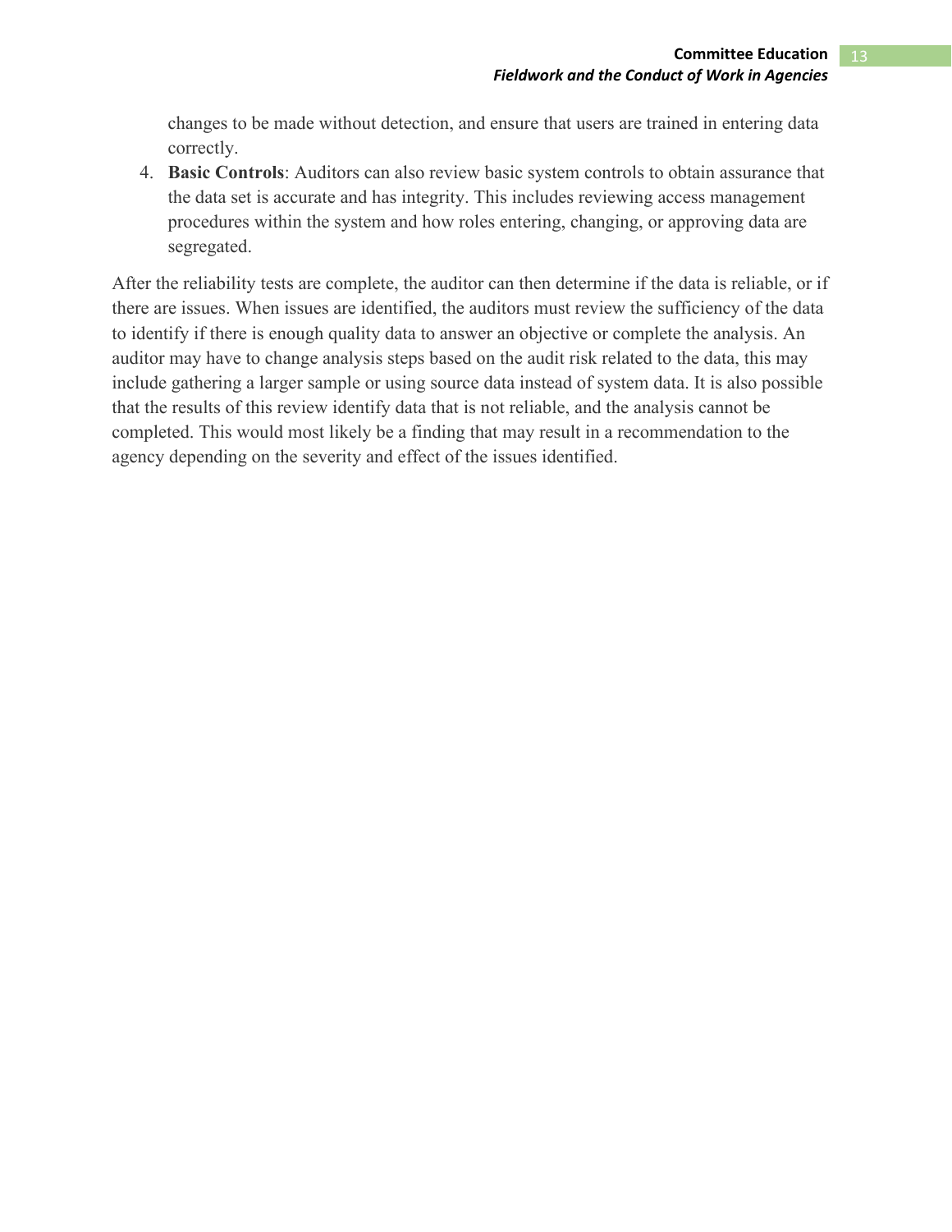changes to be made without detection, and ensure that users are trained in entering data correctly.

4. **Basic Controls**: Auditors can also review basic system controls to obtain assurance that the data set is accurate and has integrity. This includes reviewing access management procedures within the system and how roles entering, changing, or approving data are segregated.

After the reliability tests are complete, the auditor can then determine if the data is reliable, or if there are issues. When issues are identified, the auditors must review the sufficiency of the data to identify if there is enough quality data to answer an objective or complete the analysis. An auditor may have to change analysis steps based on the audit risk related to the data, this may include gathering a larger sample or using source data instead of system data. It is also possible that the results of this review identify data that is not reliable, and the analysis cannot be completed. This would most likely be a finding that may result in a recommendation to the agency depending on the severity and effect of the issues identified.